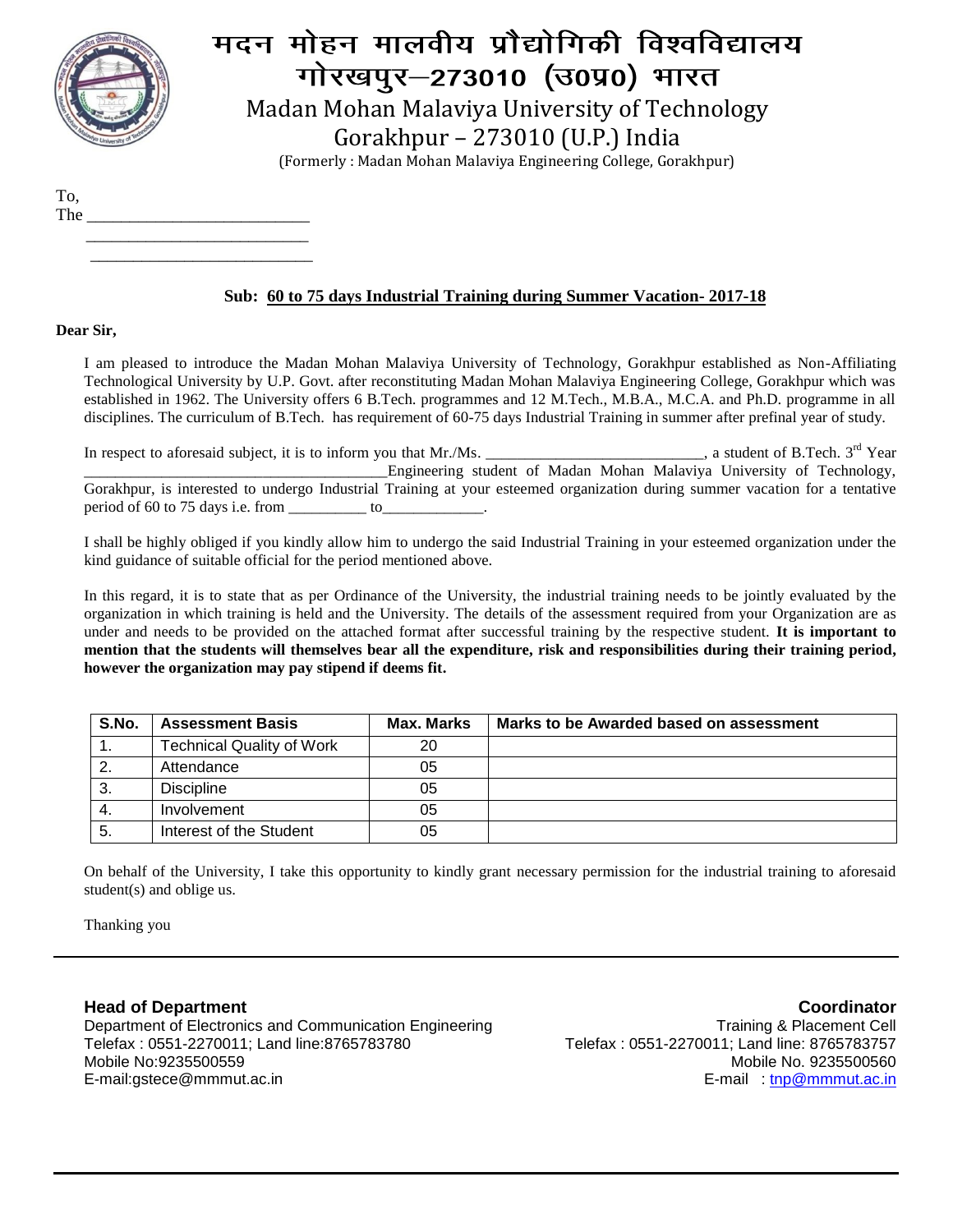# मदन मोहन मालवीय प्रौद्योगिकी विश्वविद्यालय
# गोरखपुर–273010 (उ0प्र0) भारत

## Madan Mohan Malaviya University of Technology
## Gorakhpur – 273010 (U.P.) India

(Formerly : Madan Mohan Malaviya Engineering College, Gorakhpur)

To,
The ___________________________
___________________________
___________________________

**Sub: 60 to 75 days Industrial Training during Summer Vacation- 2017-18**

**Dear Sir,**

I am pleased to introduce the Madan Mohan Malaviya University of Technology, Gorakhpur established as Non-Affiliating Technological University by U.P. Govt. after reconstituting Madan Mohan Malaviya Engineering College, Gorakhpur which was established in 1962. The University offers 6 B.Tech. programmes and 12 M.Tech., M.B.A., M.C.A. and Ph.D. programme in all disciplines. The curriculum of B.Tech. has requirement of 60-75 days Industrial Training in summer after prefinal year of study.

In respect to aforesaid subject, it is to inform you that Mr./Ms. ____________________________, a student of B.Tech. 3rd Year ________________________________________Engineering student of Madan Mohan Malaviya University of Technology, Gorakhpur, is interested to undergo Industrial Training at your esteemed organization during summer vacation for a tentative period of 60 to 75 days i.e. from __________ to_____________.

I shall be highly obliged if you kindly allow him to undergo the said Industrial Training in your esteemed organization under the kind guidance of suitable official for the period mentioned above.

In this regard, it is to state that as per Ordinance of the University, the industrial training needs to be jointly evaluated by the organization in which training is held and the University. The details of the assessment required from your Organization are as under and needs to be provided on the attached format after successful training by the respective student. **It is important to mention that the students will themselves bear all the expenditure, risk and responsibilities during their training period, however the organization may pay stipend if deems fit.**

| S.No. | Assessment Basis | Max. Marks | Marks to be Awarded based on assessment |
|---|---|---|---|
| 1. | Technical Quality of Work | 20 | |
| 2. | Attendance | 05 | |
| 3. | Discipline | 05 | |
| 4. | Involvement | 05 | |
| 5. | Interest of the Student | 05 | |

On behalf of the University, I take this opportunity to kindly grant necessary permission for the industrial training to aforesaid student(s) and oblige us.

Thanking you

**Head of Department**
Department of Electronics and Communication Engineering
Telefax : 0551-2270011; Land line:8765783780
Mobile No:9235500559
E-mail:gstece@mmmut.ac.in

**Coordinator**
Training & Placement Cell
Telefax : 0551-2270011; Land line: 8765783757
Mobile No. 9235500560
E-mail : tnp@mmmut.ac.in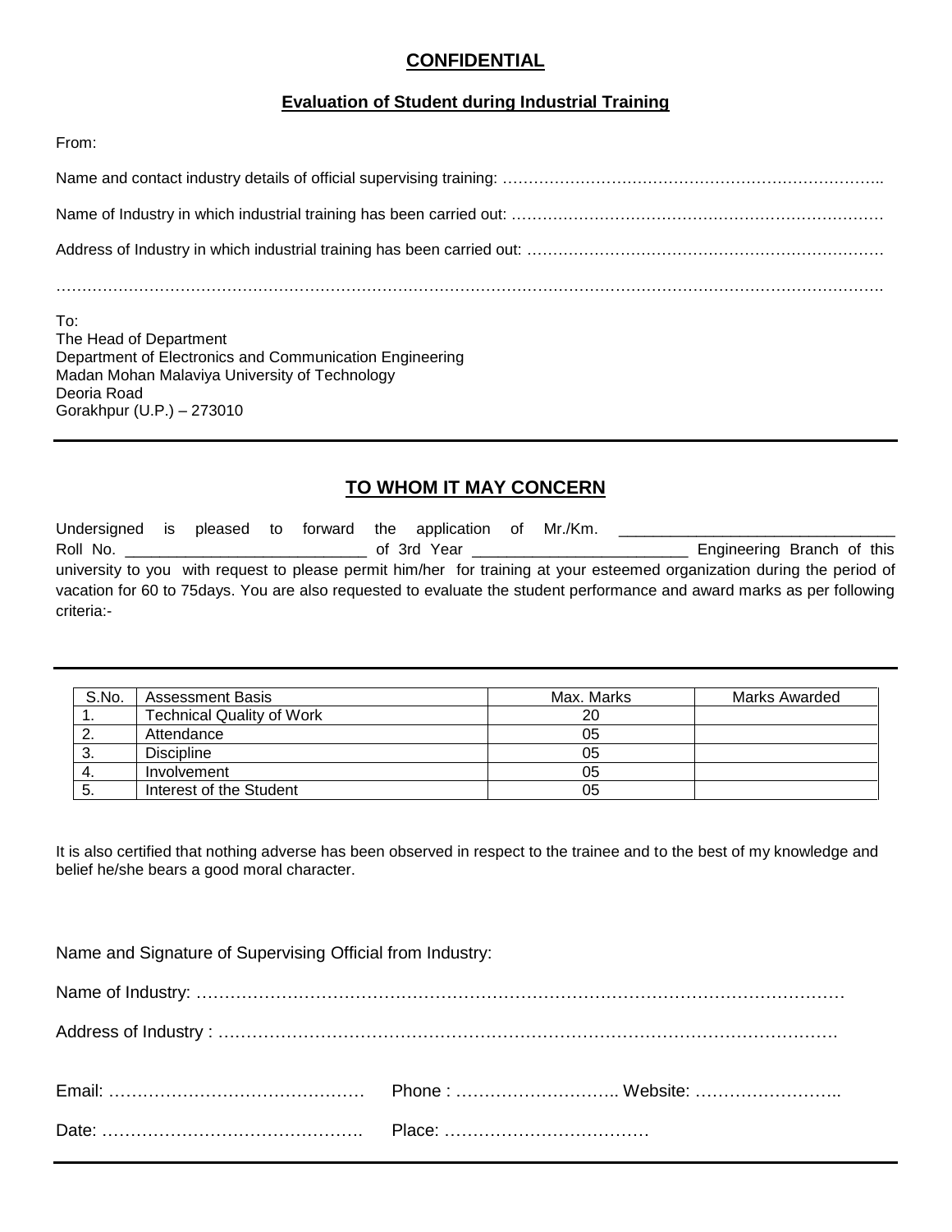**CONFIDENTIAL**

**Evaluation of Student during Industrial Training**

From:

Name and contact industry details of official supervising training: ……………………………………………………………………..

Name of Industry in which industrial training has been carried out: ………………………………………………………………

Address of Industry in which industrial training has been carried out: ……………………………………………………………

……………………………………………………………………………………………………………………………………….

To:
The Head of Department
Department of Electronics and Communication Engineering
Madan Mohan Malaviya University of Technology
Deoria Road
Gorakhpur (U.P.) – 273010

---

## TO WHOM IT MAY CONCERN

Undersigned is pleased to forward the application of Mr./Km. ________________________________ Roll No. ____________________________ of 3rd Year _________________________ Engineering Branch of this university to you with request to please permit him/her for training at your esteemed organization during the period of vacation for 60 to 75days. You are also requested to evaluate the student performance and award marks as per following criteria:-

---

| S.No. | Assessment Basis | Max. Marks | Marks Awarded |
|---|---|---|---|
| 1. | Technical Quality of Work | 20 | |
| 2. | Attendance | 05 | |
| 3. | Discipline | 05 | |
| 4. | Involvement | 05 | |
| 5. | Interest of the Student | 05 | |

It is also certified that nothing adverse has been observed in respect to the trainee and to the best of my knowledge and belief he/she bears a good moral character.

Name and Signature of Supervising Official from Industry:

Name of Industry: ……………………………………………………………………………………………………

Address of Industry : ………………………………………………………………………………………………

Email: ……………………………………… Phone : ……………………….. Website: ……………………..

Date: ………………………………………. Place: ………………………………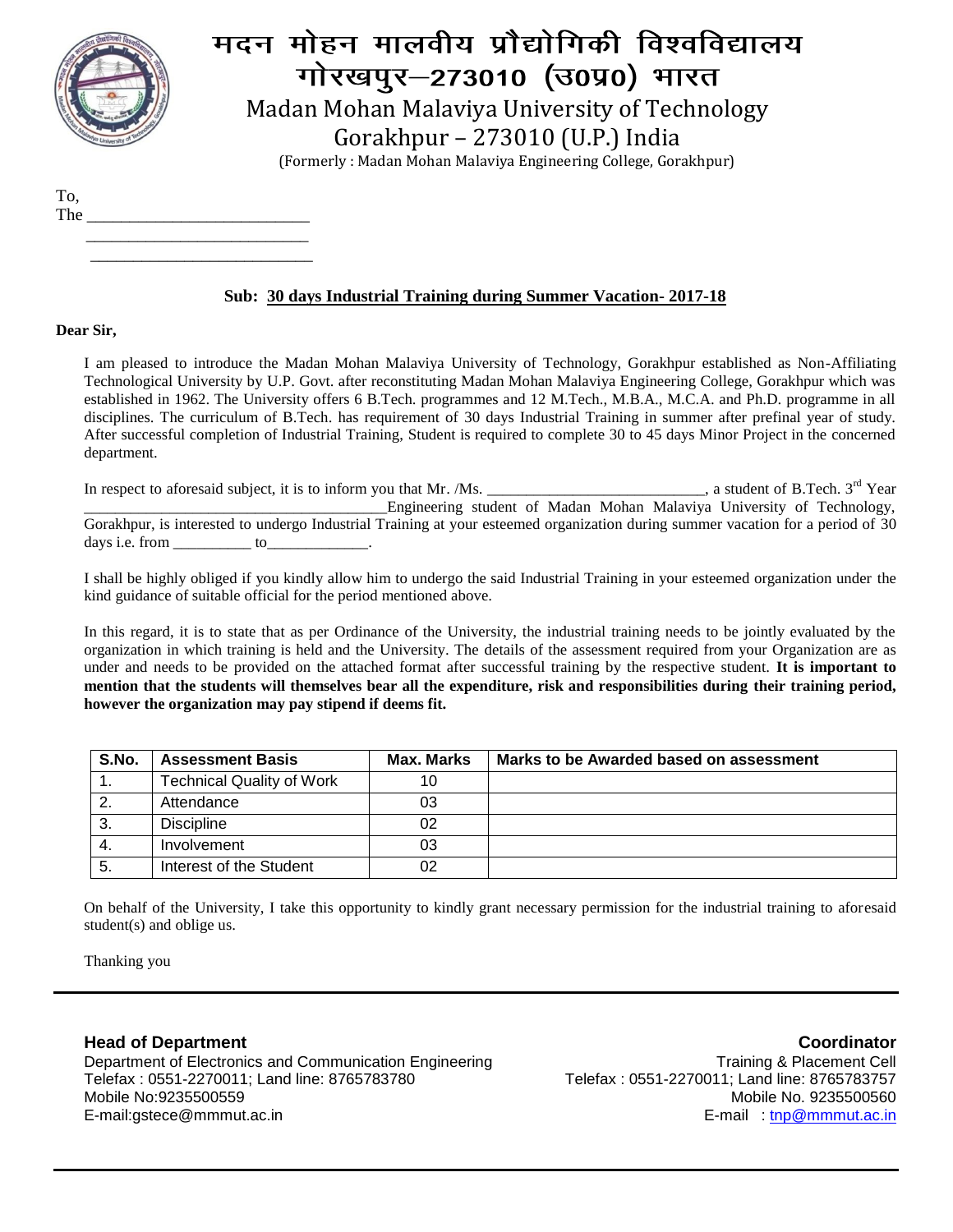# मदन मोहन मालवीय प्रौद्योगिकी विश्वविद्यालय
## गोरखपुर–273010 (उ0प्र0) भारत

Madan Mohan Malaviya University of Technology
Gorakhpur – 273010 (U.P.) India
(Formerly : Madan Mohan Malaviya Engineering College, Gorakhpur)

To,
The ___________________________
___________________________
___________________________

**Sub: 30 days Industrial Training during Summer Vacation- 2017-18**

**Dear Sir,**

I am pleased to introduce the Madan Mohan Malaviya University of Technology, Gorakhpur established as Non-Affiliating Technological University by U.P. Govt. after reconstituting Madan Mohan Malaviya Engineering College, Gorakhpur which was established in 1962. The University offers 6 B.Tech. programmes and 12 M.Tech., M.B.A., M.C.A. and Ph.D. programme in all disciplines. The curriculum of B.Tech. has requirement of 30 days Industrial Training in summer after prefinal year of study. After successful completion of Industrial Training, Student is required to complete 30 to 45 days Minor Project in the concerned department.

In respect to aforesaid subject, it is to inform you that Mr. /Ms. ____________________________, a student of B.Tech. 3rd Year _______________________________________Engineering student of Madan Mohan Malaviya University of Technology, Gorakhpur, is interested to undergo Industrial Training at your esteemed organization during summer vacation for a period of 30 days i.e. from __________ to_____________.

I shall be highly obliged if you kindly allow him to undergo the said Industrial Training in your esteemed organization under the kind guidance of suitable official for the period mentioned above.

In this regard, it is to state that as per Ordinance of the University, the industrial training needs to be jointly evaluated by the organization in which training is held and the University. The details of the assessment required from your Organization are as under and needs to be provided on the attached format after successful training by the respective student. **It is important to mention that the students will themselves bear all the expenditure, risk and responsibilities during their training period, however the organization may pay stipend if deems fit.**

| S.No. | Assessment Basis | Max. Marks | Marks to be Awarded based on assessment |
|---|---|---|---|
| 1. | Technical Quality of Work | 10 | |
| 2. | Attendance | 03 | |
| 3. | Discipline | 02 | |
| 4. | Involvement | 03 | |
| 5. | Interest of the Student | 02 | |

On behalf of the University, I take this opportunity to kindly grant necessary permission for the industrial training to aforesaid student(s) and oblige us.

Thanking you

**Head of Department**
Department of Electronics and Communication Engineering
Telefax : 0551-2270011; Land line: 8765783780
Mobile No:9235500559
E-mail:gstece@mmmut.ac.in

**Coordinator**
Training & Placement Cell
Telefax : 0551-2270011; Land line: 8765783757
Mobile No. 9235500560
E-mail : tnp@mmmut.ac.in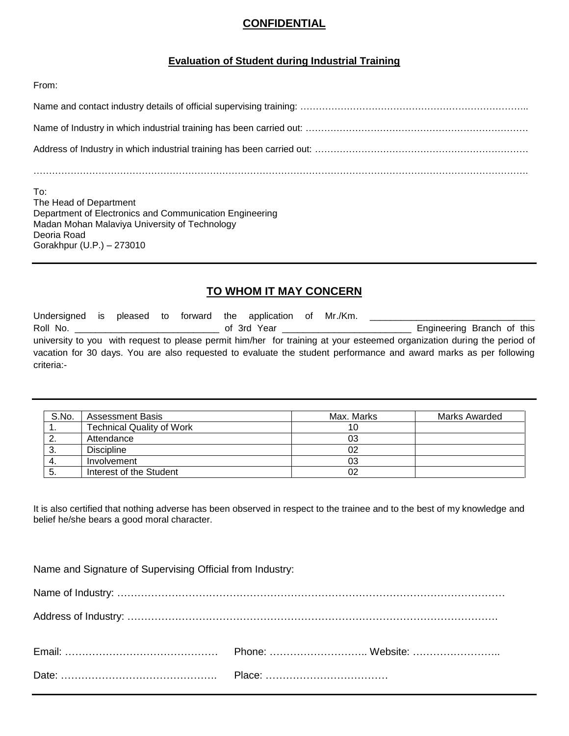# CONFIDENTIAL

## Evaluation of Student during Industrial Training

From:

Name and contact industry details of official supervising training: ………………………………………………………………..

Name of Industry in which industrial training has been carried out: ………………………………………………………………

Address of Industry in which industrial training has been carried out: ……………………………………………………………

……………………………………………………………………………………………………………………………………….

To:
The Head of Department
Department of Electronics and Communication Engineering
Madan Mohan Malaviya University of Technology
Deoria Road
Gorakhpur (U.P.) – 273010

---

## TO WHOM IT MAY CONCERN

Undersigned is pleased to forward the application of Mr./Km. _______________________________ Roll No. ___________________________ of 3rd Year ________________________ Engineering Branch of this university to you with request to please permit him/her for training at your esteemed organization during the period of vacation for 30 days. You are also requested to evaluate the student performance and award marks as per following criteria:-

---

| S.No. | Assessment Basis | Max. Marks | Marks Awarded |
|---|---|---|---|
| 1. | Technical Quality of Work | 10 | |
| 2. | Attendance | 03 | |
| 3. | Discipline | 02 | |
| 4. | Involvement | 03 | |
| 5. | Interest of the Student | 02 | |

It is also certified that nothing adverse has been observed in respect to the trainee and to the best of my knowledge and belief he/she bears a good moral character.

Name and Signature of Supervising Official from Industry:

Name of Industry: ……………………………………………………………………………………………………

Address of Industry: ………………………………………………………………………………………………

Email: ……………………………………… Phone: ……………………….. Website: ……………………..

Date: ………………………………………. Place: ………………………………